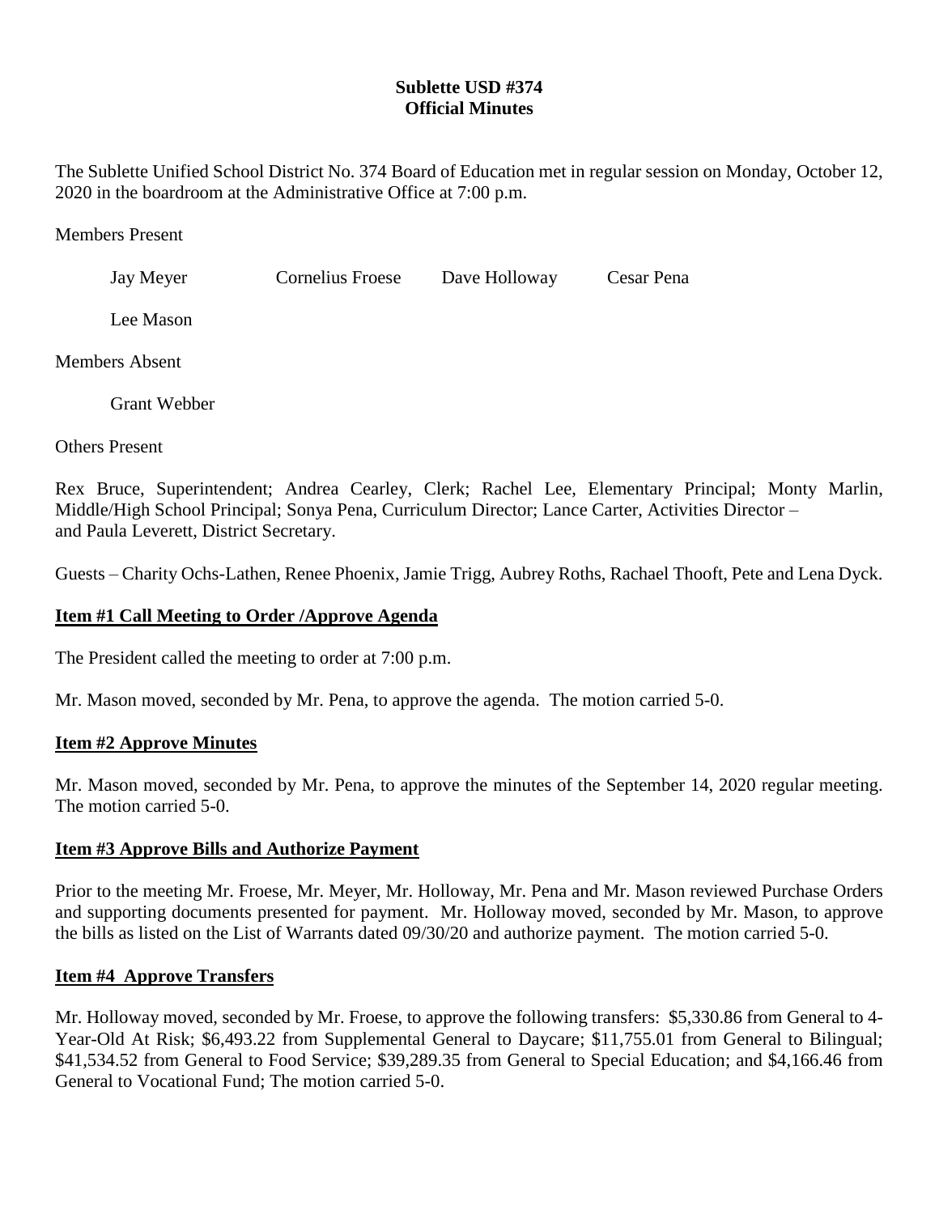**Sublette USD #374**
**Official Minutes**

The Sublette Unified School District No. 374 Board of Education met in regular session on Monday, October 12, 2020 in the boardroom at the Administrative Office at 7:00 p.m.

Members Present

Jay Meyer    Cornelius Froese    Dave Holloway    Cesar Pena

Lee Mason

Members Absent

Grant Webber

Others Present

Rex Bruce, Superintendent; Andrea Cearley, Clerk; Rachel Lee, Elementary Principal; Monty Marlin, Middle/High School Principal; Sonya Pena, Curriculum Director; Lance Carter, Activities Director – and Paula Leverett, District Secretary.

Guests – Charity Ochs-Lathen, Renee Phoenix, Jamie Trigg, Aubrey Roths, Rachael Thooft, Pete and Lena Dyck.

## Item #1 Call Meeting to Order /Approve Agenda

The President called the meeting to order at 7:00 p.m.

Mr. Mason moved, seconded by Mr. Pena, to approve the agenda. The motion carried 5-0.

## Item #2 Approve Minutes

Mr. Mason moved, seconded by Mr. Pena, to approve the minutes of the September 14, 2020 regular meeting. The motion carried 5-0.

## Item #3 Approve Bills and Authorize Payment

Prior to the meeting Mr. Froese, Mr. Meyer, Mr. Holloway, Mr. Pena and Mr. Mason reviewed Purchase Orders and supporting documents presented for payment. Mr. Holloway moved, seconded by Mr. Mason, to approve the bills as listed on the List of Warrants dated 09/30/20 and authorize payment. The motion carried 5-0.

## Item #4 Approve Transfers

Mr. Holloway moved, seconded by Mr. Froese, to approve the following transfers: $5,330.86 from General to 4-Year-Old At Risk; $6,493.22 from Supplemental General to Daycare; $11,755.01 from General to Bilingual; $41,534.52 from General to Food Service; $39,289.35 from General to Special Education; and $4,166.46 from General to Vocational Fund; The motion carried 5-0.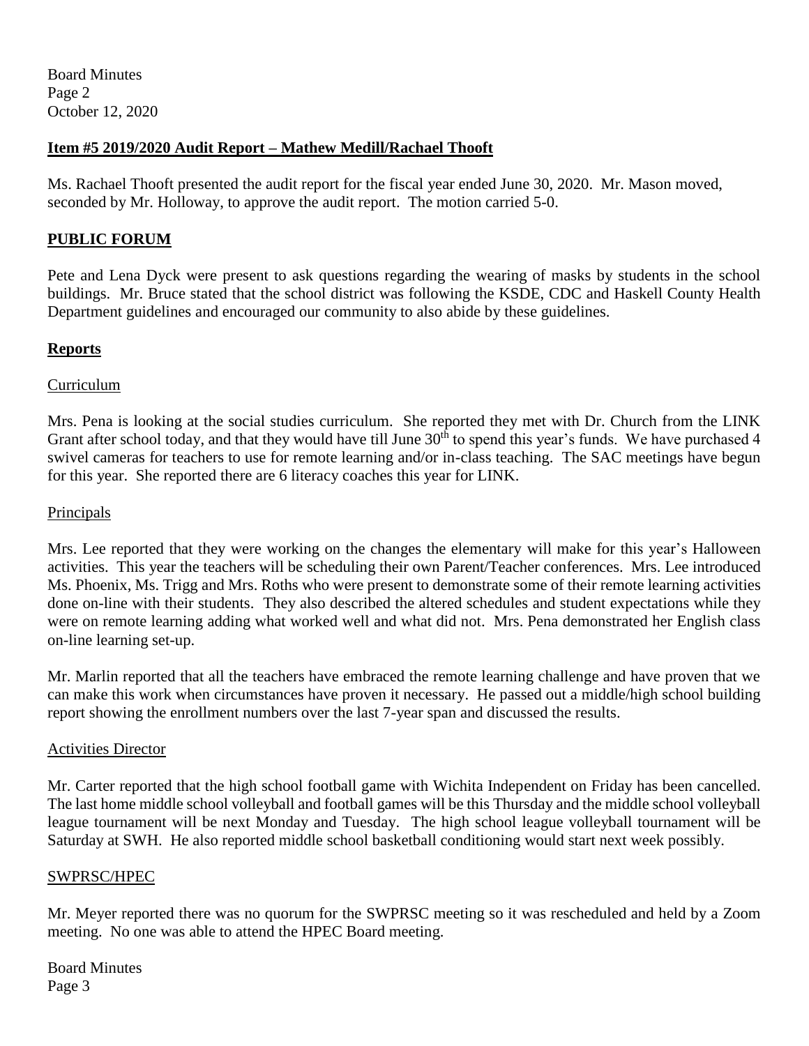## Item #5 2019/2020 Audit Report – Mathew Medill/Rachael Thooft

Ms. Rachael Thooft presented the audit report for the fiscal year ended June 30, 2020. Mr. Mason moved, seconded by Mr. Holloway, to approve the audit report. The motion carried 5-0.

## PUBLIC FORUM

Pete and Lena Dyck were present to ask questions regarding the wearing of masks by students in the school buildings. Mr. Bruce stated that the school district was following the KSDE, CDC and Haskell County Health Department guidelines and encouraged our community to also abide by these guidelines.

## Reports

### Curriculum

Mrs. Pena is looking at the social studies curriculum. She reported they met with Dr. Church from the LINK Grant after school today, and that they would have till June 30th to spend this year's funds. We have purchased 4 swivel cameras for teachers to use for remote learning and/or in-class teaching. The SAC meetings have begun for this year. She reported there are 6 literacy coaches this year for LINK.

### Principals

Mrs. Lee reported that they were working on the changes the elementary will make for this year's Halloween activities. This year the teachers will be scheduling their own Parent/Teacher conferences. Mrs. Lee introduced Ms. Phoenix, Ms. Trigg and Mrs. Roths who were present to demonstrate some of their remote learning activities done on-line with their students. They also described the altered schedules and student expectations while they were on remote learning adding what worked well and what did not. Mrs. Pena demonstrated her English class on-line learning set-up.

Mr. Marlin reported that all the teachers have embraced the remote learning challenge and have proven that we can make this work when circumstances have proven it necessary. He passed out a middle/high school building report showing the enrollment numbers over the last 7-year span and discussed the results.

### Activities Director

Mr. Carter reported that the high school football game with Wichita Independent on Friday has been cancelled. The last home middle school volleyball and football games will be this Thursday and the middle school volleyball league tournament will be next Monday and Tuesday. The high school league volleyball tournament will be Saturday at SWH. He also reported middle school basketball conditioning would start next week possibly.

### SWPRSC/HPEC

Mr. Meyer reported there was no quorum for the SWPRSC meeting so it was rescheduled and held by a Zoom meeting. No one was able to attend the HPEC Board meeting.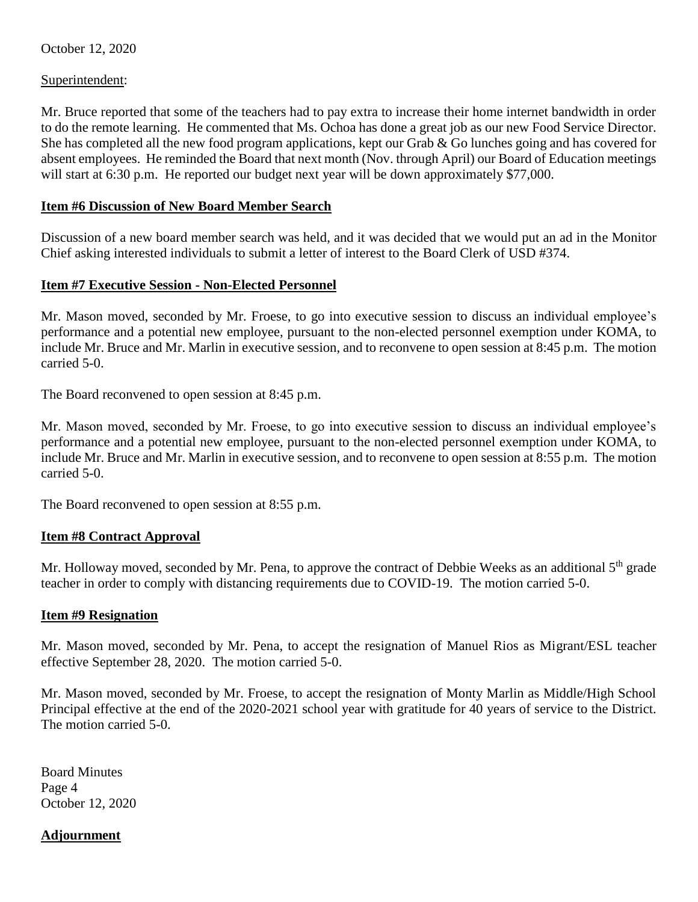October 12, 2020

Superintendent:

Mr. Bruce reported that some of the teachers had to pay extra to increase their home internet bandwidth in order to do the remote learning. He commented that Ms. Ochoa has done a great job as our new Food Service Director. She has completed all the new food program applications, kept our Grab & Go lunches going and has covered for absent employees. He reminded the Board that next month (Nov. through April) our Board of Education meetings will start at 6:30 p.m. He reported our budget next year will be down approximately $77,000.

**Item #6 Discussion of New Board Member Search**

Discussion of a new board member search was held, and it was decided that we would put an ad in the Monitor Chief asking interested individuals to submit a letter of interest to the Board Clerk of USD #374.

**Item #7 Executive Session - Non-Elected Personnel**

Mr. Mason moved, seconded by Mr. Froese, to go into executive session to discuss an individual employee's performance and a potential new employee, pursuant to the non-elected personnel exemption under KOMA, to include Mr. Bruce and Mr. Marlin in executive session, and to reconvene to open session at 8:45 p.m. The motion carried 5-0.

The Board reconvened to open session at 8:45 p.m.

Mr. Mason moved, seconded by Mr. Froese, to go into executive session to discuss an individual employee's performance and a potential new employee, pursuant to the non-elected personnel exemption under KOMA, to include Mr. Bruce and Mr. Marlin in executive session, and to reconvene to open session at 8:55 p.m. The motion carried 5-0.

The Board reconvened to open session at 8:55 p.m.

**Item #8 Contract Approval**

Mr. Holloway moved, seconded by Mr. Pena, to approve the contract of Debbie Weeks as an additional 5th grade teacher in order to comply with distancing requirements due to COVID-19. The motion carried 5-0.

**Item #9 Resignation**

Mr. Mason moved, seconded by Mr. Pena, to accept the resignation of Manuel Rios as Migrant/ESL teacher effective September 28, 2020. The motion carried 5-0.

Mr. Mason moved, seconded by Mr. Froese, to accept the resignation of Monty Marlin as Middle/High School Principal effective at the end of the 2020-2021 school year with gratitude for 40 years of service to the District. The motion carried 5-0.

Board Minutes
Page 4
October 12, 2020

**Adjournment**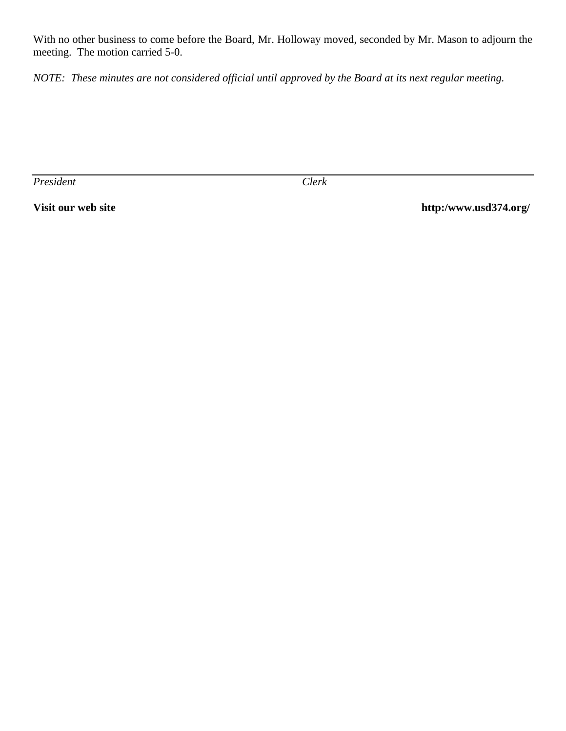With no other business to come before the Board, Mr. Holloway moved, seconded by Mr. Mason to adjourn the meeting. The motion carried 5-0.

*NOTE: These minutes are not considered official until approved by the Board at its next regular meeting.*

*President* *Clerk*

**Visit our web site** **http:/www.usd374.org/**